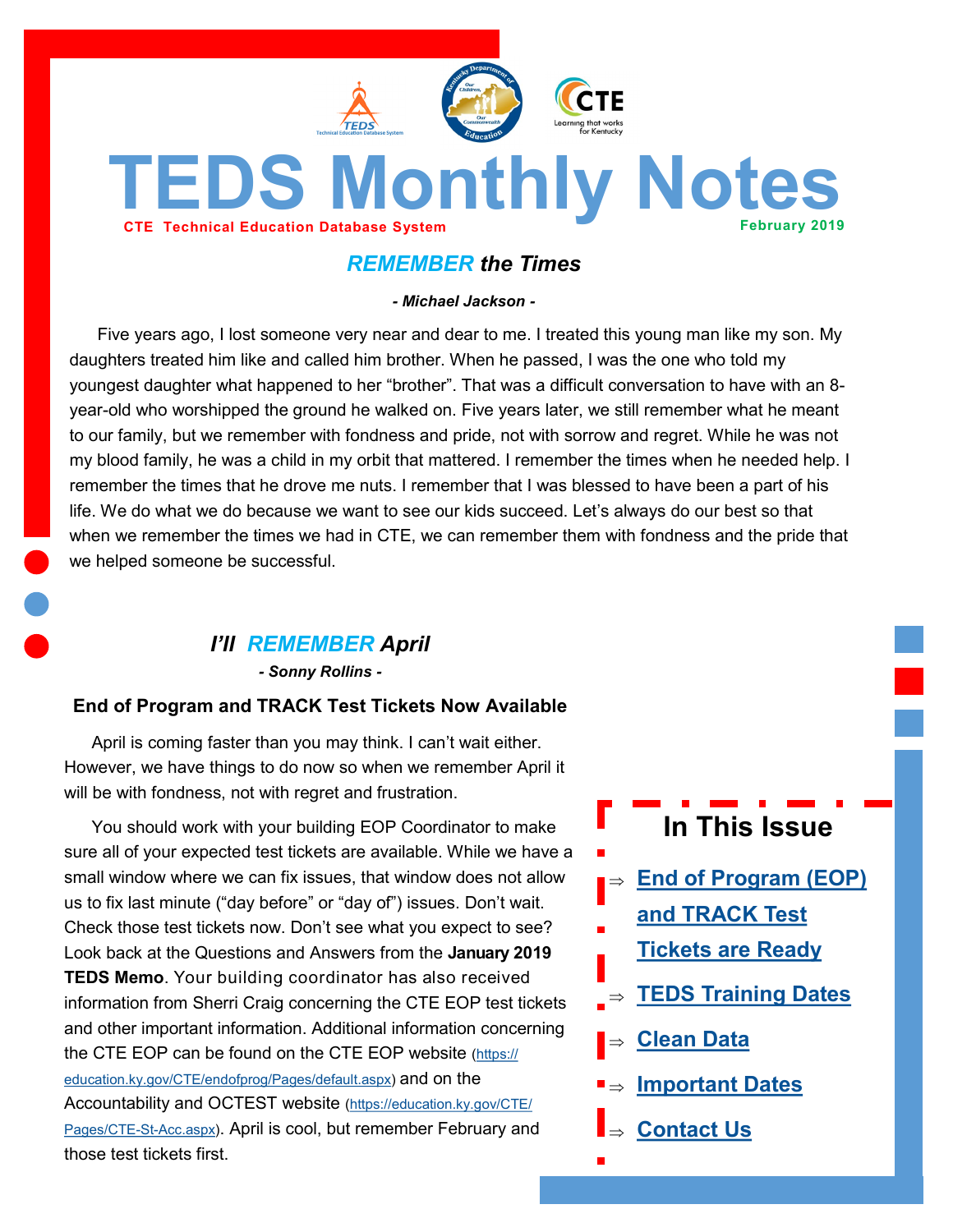# TEDS Monthly Notes

**CTE Technical Education Database System**

**February 2019**

## *REMEMBER the Times*

***- Michael Jackson -***

Five years ago, I lost someone very near and dear to me. I treated this young man like my son. My daughters treated him like and called him brother. When he passed, I was the one who told my youngest daughter what happened to her "brother". That was a difficult conversation to have with an 8-year-old who worshipped the ground he walked on. Five years later, we still remember what he meant to our family, but we remember with fondness and pride, not with sorrow and regret. While he was not my blood family, he was a child in my orbit that mattered. I remember the times when he needed help. I remember the times that he drove me nuts. I remember that I was blessed to have been a part of his life. We do what we do because we want to see our kids succeed. Let's always do our best so that when we remember the times we had in CTE, we can remember them with fondness and the pride that we helped someone be successful.

## *I'll REMEMBER April*

***- Sonny Rollins -***

### End of Program and TRACK Test Tickets Now Available

April is coming faster than you may think. I can't wait either. However, we have things to do now so when we remember April it will be with fondness, not with regret and frustration.

You should work with your building EOP Coordinator to make sure all of your expected test tickets are available. While we have a small window where we can fix issues, that window does not allow us to fix last minute ("day before" or "day of") issues. Don't wait. Check those test tickets now. Don't see what you expect to see? Look back at the Questions and Answers from the **January 2019 TEDS Memo**. Your building coordinator has also received information from Sherri Craig concerning the CTE EOP test tickets and other important information. Additional information concerning the CTE EOP can be found on the CTE EOP website (https://education.ky.gov/CTE/endofprog/Pages/default.aspx) and on the Accountability and OCTEST website (https://education.ky.gov/CTE/Pages/CTE-St-Acc.aspx). April is cool, but remember February and those test tickets first.

## In This Issue

- ⇒ End of Program (EOP) and TRACK Test Tickets are Ready
- ⇒ TEDS Training Dates
- ⇒ Clean Data
- ⇒ Important Dates
- ⇒ Contact Us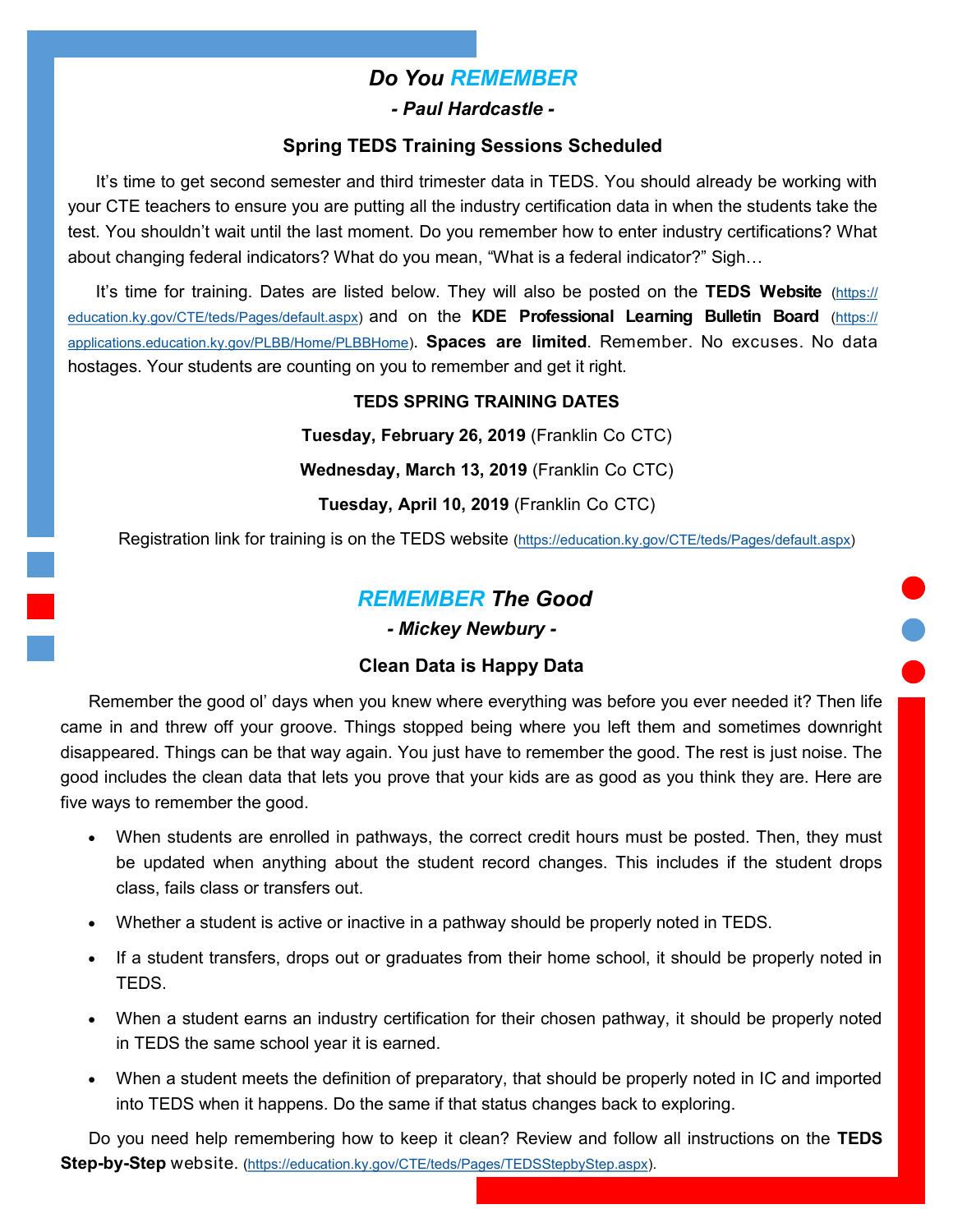## *Do You REMEMBER*

***- Paul Hardcastle -***

### Spring TEDS Training Sessions Scheduled

It's time to get second semester and third trimester data in TEDS. You should already be working with your CTE teachers to ensure you are putting all the industry certification data in when the students take the test. You shouldn't wait until the last moment. Do you remember how to enter industry certifications? What about changing federal indicators? What do you mean, "What is a federal indicator?" Sigh…

It's time for training. Dates are listed below. They will also be posted on the **TEDS Website** (https://education.ky.gov/CTE/teds/Pages/default.aspx) and on the **KDE Professional Learning Bulletin Board** (https://applications.education.ky.gov/PLBB/Home/PLBBHome). **Spaces are limited**. Remember. No excuses. No data hostages. Your students are counting on you to remember and get it right.

**TEDS SPRING TRAINING DATES**

**Tuesday, February 26, 2019** (Franklin Co CTC)

**Wednesday, March 13, 2019** (Franklin Co CTC)

**Tuesday, April 10, 2019** (Franklin Co CTC)

Registration link for training is on the TEDS website (https://education.ky.gov/CTE/teds/Pages/default.aspx)

## *REMEMBER The Good*

***- Mickey Newbury -***

### Clean Data is Happy Data

Remember the good ol' days when you knew where everything was before you ever needed it? Then life came in and threw off your groove. Things stopped being where you left them and sometimes downright disappeared. Things can be that way again. You just have to remember the good. The rest is just noise. The good includes the clean data that lets you prove that your kids are as good as you think they are. Here are five ways to remember the good.

- When students are enrolled in pathways, the correct credit hours must be posted. Then, they must be updated when anything about the student record changes. This includes if the student drops class, fails class or transfers out.
- Whether a student is active or inactive in a pathway should be properly noted in TEDS.
- If a student transfers, drops out or graduates from their home school, it should be properly noted in TEDS.
- When a student earns an industry certification for their chosen pathway, it should be properly noted in TEDS the same school year it is earned.
- When a student meets the definition of preparatory, that should be properly noted in IC and imported into TEDS when it happens. Do the same if that status changes back to exploring.

Do you need help remembering how to keep it clean? Review and follow all instructions on the **TEDS Step-by-Step** website. (https://education.ky.gov/CTE/teds/Pages/TEDSStepbyStep.aspx).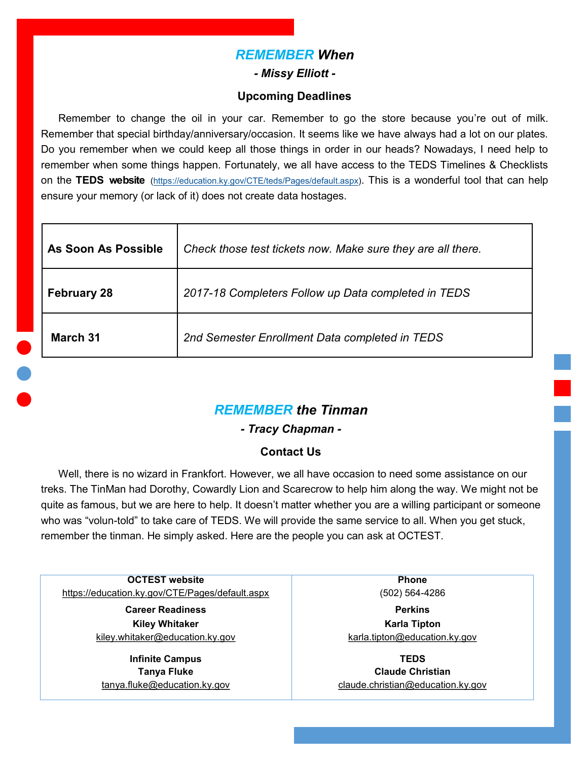## *REMEMBER When*

***- Missy Elliott -***

**Upcoming Deadlines**

Remember to change the oil in your car. Remember to go the store because you're out of milk. Remember that special birthday/anniversary/occasion. It seems like we have always had a lot on our plates. Do you remember when we could keep all those things in order in our heads? Nowadays, I need help to remember when some things happen. Fortunately, we all have access to the TEDS Timelines & Checklists on the **TEDS website** (https://education.ky.gov/CTE/teds/Pages/default.aspx). This is a wonderful tool that can help ensure your memory (or lack of it) does not create data hostages.

| | |
|---|---|
| **As Soon As Possible** | *Check those test tickets now. Make sure they are all there.* |
| **February 28** | *2017-18 Completers Follow up Data completed in TEDS* |
| **March 31** | *2nd Semester Enrollment Data completed in TEDS* |

## *REMEMBER the Tinman*

***- Tracy Chapman -***

**Contact Us**

Well, there is no wizard in Frankfort. However, we all have occasion to need some assistance on our treks. The TinMan had Dorothy, Cowardly Lion and Scarecrow to help him along the way. We might not be quite as famous, but we are here to help. It doesn't matter whether you are a willing participant or someone who was "volun-told" to take care of TEDS. We will provide the same service to all. When you get stuck, remember the tinman. He simply asked. Here are the people you can ask at OCTEST.

| | |
|---|---|
| **OCTEST website**<br>https://education.ky.gov/CTE/Pages/default.aspx | **Phone**<br>(502) 564-4286 |
| **Career Readiness**<br>**Kiley Whitaker**<br>kiley.whitaker@education.ky.gov | **Perkins**<br>**Karla Tipton**<br>karla.tipton@education.ky.gov |
| **Infinite Campus**<br>**Tanya Fluke**<br>tanya.fluke@education.ky.gov | **TEDS**<br>**Claude Christian**<br>claude.christian@education.ky.gov |